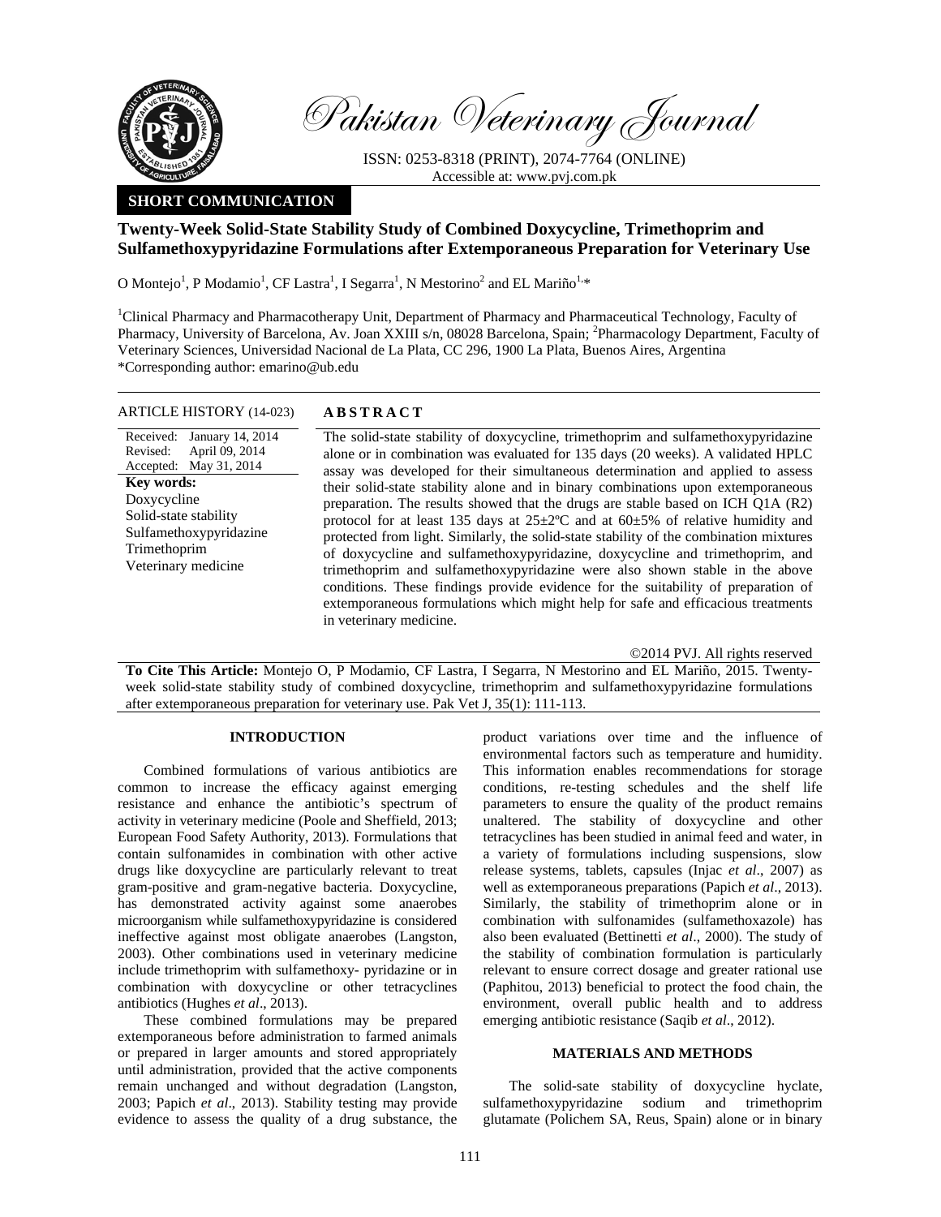Pakistan Veterinary Journal

ISSN: 0253-8318 (PRINT), 2074-7764 (ONLINE)
Accessible at: www.pvj.com.pk

**SHORT COMMUNICATION**

# Twenty-Week Solid-State Stability Study of Combined Doxycycline, Trimethoprim and Sulfamethoxypyridazine Formulations after Extemporaneous Preparation for Veterinary Use

O Montejo[1], P Modamio[1], CF Lastra[1], I Segarra[1], N Mestorino[2] and EL Mariño[1,]*

[1]Clinical Pharmacy and Pharmacotherapy Unit, Department of Pharmacy and Pharmaceutical Technology, Faculty of Pharmacy, University of Barcelona, Av. Joan XXIII s/n, 08028 Barcelona, Spain; [2]Pharmacology Department, Faculty of Veterinary Sciences, Universidad Nacional de La Plata, CC 296, 1900 La Plata, Buenos Aires, Argentina
*Corresponding author: emarino@ub.edu

**ARTICLE HISTORY** (14-023)

Received: January 14, 2014
Revised: April 09, 2014
Accepted: May 31, 2014

**Key words:**
Doxycycline
Solid-state stability
Sulfamethoxypyridazine
Trimethoprim
Veterinary medicine

## ABSTRACT

The solid-state stability of doxycycline, trimethoprim and sulfamethoxypyridazine alone or in combination was evaluated for 135 days (20 weeks). A validated HPLC assay was developed for their simultaneous determination and applied to assess their solid-state stability alone and in binary combinations upon extemporaneous preparation. The results showed that the drugs are stable based on ICH Q1A (R2) protocol for at least 135 days at 25±2ºC and at 60±5% of relative humidity and protected from light. Similarly, the solid-state stability of the combination mixtures of doxycycline and sulfamethoxypyridazine, doxycycline and trimethoprim, and trimethoprim and sulfamethoxypyridazine were also shown stable in the above conditions. These findings provide evidence for the suitability of preparation of extemporaneous formulations which might help for safe and efficacious treatments in veterinary medicine.

©2014 PVJ. All rights reserved

**To Cite This Article:** Montejo O, P Modamio, CF Lastra, I Segarra, N Mestorino and EL Mariño, 2015. Twenty-week solid-state stability study of combined doxycycline, trimethoprim and sulfamethoxypyridazine formulations after extemporaneous preparation for veterinary use. Pak Vet J, 35(1): 111-113.

## INTRODUCTION

Combined formulations of various antibiotics are common to increase the efficacy against emerging resistance and enhance the antibiotic's spectrum of activity in veterinary medicine (Poole and Sheffield, 2013; European Food Safety Authority, 2013). Formulations that contain sulfonamides in combination with other active drugs like doxycycline are particularly relevant to treat gram-positive and gram-negative bacteria. Doxycycline, has demonstrated activity against some anaerobes microorganism while sulfamethoxypyridazine is considered ineffective against most obligate anaerobes (Langston, 2003). Other combinations used in veterinary medicine include trimethoprim with sulfamethoxy- pyridazine or in combination with doxycycline or other tetracyclines antibiotics (Hughes *et al*., 2013).

These combined formulations may be prepared extemporaneous before administration to farmed animals or prepared in larger amounts and stored appropriately until administration, provided that the active components remain unchanged and without degradation (Langston, 2003; Papich *et al*., 2013). Stability testing may provide evidence to assess the quality of a drug substance, the product variations over time and the influence of environmental factors such as temperature and humidity. This information enables recommendations for storage conditions, re-testing schedules and the shelf life parameters to ensure the quality of the product remains unaltered. The stability of doxycycline and other tetracyclines has been studied in animal feed and water, in a variety of formulations including suspensions, slow release systems, tablets, capsules (Injac *et al*., 2007) as well as extemporaneous preparations (Papich *et al*., 2013). Similarly, the stability of trimethoprim alone or in combination with sulfonamides (sulfamethoxazole) has also been evaluated (Bettinetti *et al*., 2000). The study of the stability of combination formulation is particularly relevant to ensure correct dosage and greater rational use (Paphitou, 2013) beneficial to protect the food chain, the environment, overall public health and to address emerging antibiotic resistance (Saqib *et al*., 2012).

## MATERIALS AND METHODS

The solid-sate stability of doxycycline hyclate, sulfamethoxypyridazine sodium and trimethoprim glutamate (Polichem SA, Reus, Spain) alone or in binary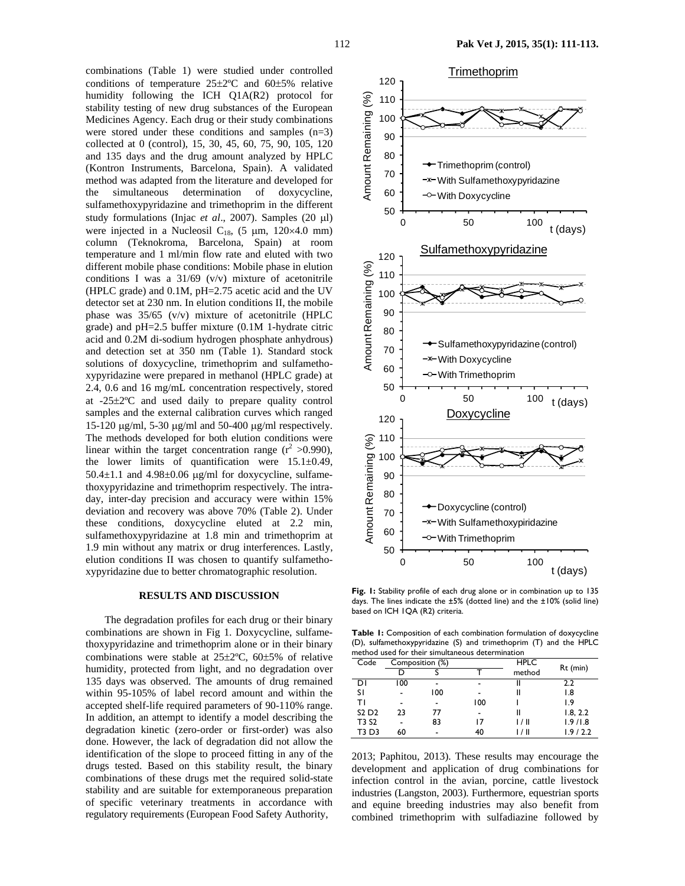combinations (Table 1) were studied under controlled conditions of temperature 25±2ºC and 60±5% relative humidity following the ICH Q1A(R2) protocol for stability testing of new drug substances of the European Medicines Agency. Each drug or their study combinations were stored under these conditions and samples (n=3) collected at 0 (control), 15, 30, 45, 60, 75, 90, 105, 120 and 135 days and the drug amount analyzed by HPLC (Kontron Instruments, Barcelona, Spain). A validated method was adapted from the literature and developed for the simultaneous determination of doxycycline, sulfamethoxypyridazine and trimethoprim in the different study formulations (Injac *et al*., 2007). Samples (20 μl) were injected in a Nucleosil $C_{18}$, (5 μm, 120×4.0 mm) column (Teknokroma, Barcelona, Spain) at room temperature and 1 ml/min flow rate and eluted with two different mobile phase conditions: Mobile phase in elution conditions I was a 31/69 (v/v) mixture of acetonitrile (HPLC grade) and 0.1M, pH=2.75 acetic acid and the UV detector set at 230 nm. In elution conditions II, the mobile phase was 35/65 (v/v) mixture of acetonitrile (HPLC grade) and pH=2.5 buffer mixture (0.1M 1-hydrate citric acid and 0.2M di-sodium hydrogen phosphate anhydrous) and detection set at 350 nm (Table 1). Standard stock solutions of doxycycline, trimethoprim and sulfamethoxypyridazine were prepared in methanol (HPLC grade) at 2.4, 0.6 and 16 mg/mL concentration respectively, stored at -25±2ºC and used daily to prepare quality control samples and the external calibration curves which ranged 15-120 μg/ml, 5-30 μg/ml and 50-400 μg/ml respectively. The methods developed for both elution conditions were linear within the target concentration range ($r^2$ >0.990), the lower limits of quantification were 15.1±0.49, 50.4±1.1 and 4.98±0.06 μg/ml for doxycycline, sulfamethoxypyridazine and trimethoprim respectively. The intra-day, inter-day precision and accuracy were within 15% deviation and recovery was above 70% (Table 2). Under these conditions, doxycycline eluted at 2.2 min, sulfamethoxypyridazine at 1.8 min and trimethoprim at 1.9 min without any matrix or drug interferences. Lastly, elution conditions II was chosen to quantify sulfamethoxypyridazine due to better chromatographic resolution.

## RESULTS AND DISCUSSION

The degradation profiles for each drug or their binary combinations are shown in Fig 1. Doxycycline, sulfamethoxypyridazine and trimethoprim alone or in their binary combinations were stable at 25±2ºC, 60±5% of relative humidity, protected from light, and no degradation over 135 days was observed. The amounts of drug remained within 95-105% of label record amount and within the accepted shelf-life required parameters of 90-110% range. In addition, an attempt to identify a model describing the degradation kinetic (zero-order or first-order) was also done. However, the lack of degradation did not allow the identification of the slope to proceed fitting in any of the drugs tested. Based on this stability result, the binary combinations of these drugs met the required solid-state stability and are suitable for extemporaneous preparation of specific veterinary treatments in accordance with regulatory requirements (European Food Safety Authority, 2013; Paphitou, 2013). These results may encourage the development and application of drug combinations for infection control in the avian, porcine, cattle livestock industries (Langston, 2003). Furthermore, equestrian sports and equine breeding industries may also benefit from combined trimethoprim with sulfadiazine followed by

**Fig. 1:** Stability profile of each drug alone or in combination up to 135 days. The lines indicate the ±5% (dotted line) and the ±10% (solid line) based on ICH 1QA (R2) criteria.

**Table 1:** Composition of each combination formulation of doxycycline (D), sulfamethoxypyridazine (S) and trimethoprim (T) and the HPLC method used for their simultaneous determination

| Code | Composition (%) | | | HPLC method | Rt (min) |
|---|---|---|---|---|---|
| | D | S | T | | |
| D1 | 100 | - | - | II | 2.2 |
| S1 | - | 100 | - | II | 1.8 |
| T1 | - | - | 100 | I | 1.9 |
| S2 D2 | 23 | 77 | - | II | 1.8, 2.2 |
| T3 S2 | - | 83 | 17 | I / II | 1.9 /1.8 |
| T3 D3 | 60 | - | 40 | I / II | 1.9 / 2.2 |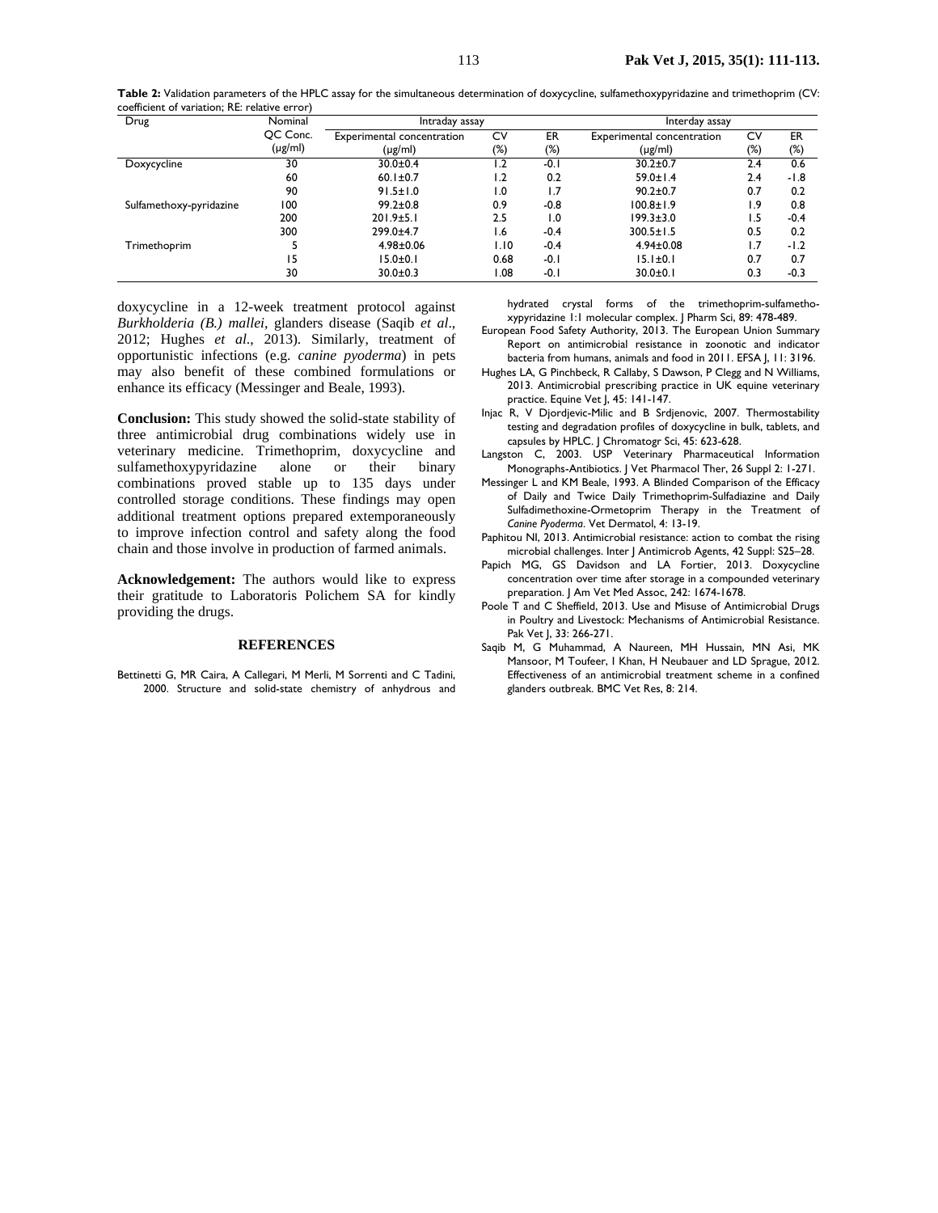**Table 2:** Validation parameters of the HPLC assay for the simultaneous determination of doxycycline, sulfamethoxypyridazine and trimethoprim (CV: coefficient of variation; RE: relative error)

| Drug | Nominal QC Conc. (µg/ml) | Intraday assay | | | Interday assay | | |
|---|---|---|---|---|---|---|---|
| | | Experimental concentration (µg/ml) | CV (%) | ER (%) | Experimental concentration (µg/ml) | CV (%) | ER (%) |
| Doxycycline | 30 | 30.0±0.4 | 1.2 | -0.1 | 30.2±0.7 | 2.4 | 0.6 |
| | 60 | 60.1±0.7 | 1.2 | 0.2 | 59.0±1.4 | 2.4 | -1.8 |
| | 90 | 91.5±1.0 | 1.0 | 1.7 | 90.2±0.7 | 0.7 | 0.2 |
| Sulfamethoxy-pyridazine | 100 | 99.2±0.8 | 0.9 | -0.8 | 100.8±1.9 | 1.9 | 0.8 |
| | 200 | 201.9±5.1 | 2.5 | 1.0 | 199.3±3.0 | 1.5 | -0.4 |
| | 300 | 299.0±4.7 | 1.6 | -0.4 | 300.5±1.5 | 0.5 | 0.2 |
| Trimethoprim | 5 | 4.98±0.06 | 1.10 | -0.4 | 4.94±0.08 | 1.7 | -1.2 |
| | 15 | 15.0±0.1 | 0.68 | -0.1 | 15.1±0.1 | 0.7 | 0.7 |
| | 30 | 30.0±0.3 | 1.08 | -0.1 | 30.0±0.1 | 0.3 | -0.3 |

doxycycline in a 12-week treatment protocol against *Burkholderia (B.) mallei*, glanders disease (Saqib *et al*., 2012; Hughes *et al*., 2013). Similarly, treatment of opportunistic infections (e.g. *canine pyoderma*) in pets may also benefit of these combined formulations or enhance its efficacy (Messinger and Beale, 1993).

**Conclusion:** This study showed the solid-state stability of three antimicrobial drug combinations widely use in veterinary medicine. Trimethoprim, doxycycline and sulfamethoxypyridazine alone or their binary combinations proved stable up to 135 days under controlled storage conditions. These findings may open additional treatment options prepared extemporaneously to improve infection control and safety along the food chain and those involve in production of farmed animals.

**Acknowledgement:** The authors would like to express their gratitude to Laboratoris Polichem SA for kindly providing the drugs.

## REFERENCES

Bettinetti G, MR Caira, A Callegari, M Merli, M Sorrenti and C Tadini, 2000. Structure and solid-state chemistry of anhydrous and hydrated crystal forms of the trimethoprim-sulfamethoxypyridazine 1:1 molecular complex. J Pharm Sci, 89: 478-489.

European Food Safety Authority, 2013. The European Union Summary Report on antimicrobial resistance in zoonotic and indicator bacteria from humans, animals and food in 2011. EFSA J, 11: 3196.

Hughes LA, G Pinchbeck, R Callaby, S Dawson, P Clegg and N Williams, 2013. Antimicrobial prescribing practice in UK equine veterinary practice. Equine Vet J, 45: 141-147.

Injac R, V Djordjevic-Milic and B Srdjenovic, 2007. Thermostability testing and degradation profiles of doxycycline in bulk, tablets, and capsules by HPLC. J Chromatogr Sci, 45: 623-628.

Langston C, 2003. USP Veterinary Pharmaceutical Information Monographs-Antibiotics. J Vet Pharmacol Ther, 26 Suppl 2: 1-271.

Messinger L and KM Beale, 1993. A Blinded Comparison of the Efficacy of Daily and Twice Daily Trimethoprim-Sulfadiazine and Daily Sulfadimethoxine-Ormetoprim Therapy in the Treatment of *Canine Pyoderma*. Vet Dermatol, 4: 13-19.

Paphitou NI, 2013. Antimicrobial resistance: action to combat the rising microbial challenges. Inter J Antimicrob Agents, 42 Suppl: S25–28.

Papich MG, GS Davidson and LA Fortier, 2013. Doxycycline concentration over time after storage in a compounded veterinary preparation. J Am Vet Med Assoc, 242: 1674-1678.

Poole T and C Sheffield, 2013. Use and Misuse of Antimicrobial Drugs in Poultry and Livestock: Mechanisms of Antimicrobial Resistance. Pak Vet J, 33: 266-271.

Saqib M, G Muhammad, A Naureen, MH Hussain, MN Asi, MK Mansoor, M Toufeer, I Khan, H Neubauer and LD Sprague, 2012. Effectiveness of an antimicrobial treatment scheme in a confined glanders outbreak. BMC Vet Res, 8: 214.